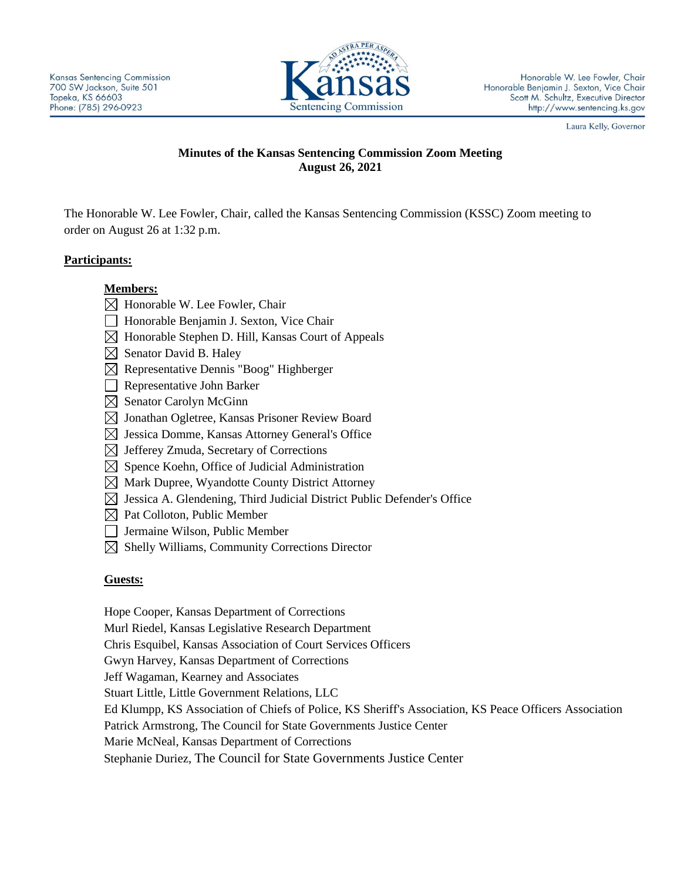Kansas Sentencing Commission
700 SW Jackson, Suite 501
Topeka, KS 66603
Phone: (785) 296-0923

Honorable W. Lee Fowler, Chair
Honorable Benjamin J. Sexton, Vice Chair
Scott M. Schultz, Executive Director
http://www.sentencing.ks.gov

Laura Kelly, Governor

**Minutes of the Kansas Sentencing Commission Zoom Meeting**
**August 26, 2021**

The Honorable W. Lee Fowler, Chair, called the Kansas Sentencing Commission (KSSC) Zoom meeting to order on August 26 at 1:32 p.m.

**Participants:**

**Members:**

- ☒ Honorable W. Lee Fowler, Chair
- ☐ Honorable Benjamin J. Sexton, Vice Chair
- ☒ Honorable Stephen D. Hill, Kansas Court of Appeals
- ☒ Senator David B. Haley
- ☒ Representative Dennis "Boog" Highberger
- ☐ Representative John Barker
- ☒ Senator Carolyn McGinn
- ☒ Jonathan Ogletree, Kansas Prisoner Review Board
- ☒ Jessica Domme, Kansas Attorney General's Office
- ☒ Jefferey Zmuda, Secretary of Corrections
- ☒ Spence Koehn, Office of Judicial Administration
- ☒ Mark Dupree, Wyandotte County District Attorney
- ☒ Jessica A. Glendening, Third Judicial District Public Defender's Office
- ☒ Pat Colloton, Public Member
- ☐ Jermaine Wilson, Public Member
- ☒ Shelly Williams, Community Corrections Director

**Guests:**

Hope Cooper, Kansas Department of Corrections
Murl Riedel, Kansas Legislative Research Department
Chris Esquibel, Kansas Association of Court Services Officers
Gwyn Harvey, Kansas Department of Corrections
Jeff Wagaman, Kearney and Associates
Stuart Little, Little Government Relations, LLC
Ed Klumpp, KS Association of Chiefs of Police, KS Sheriff's Association, KS Peace Officers Association
Patrick Armstrong, The Council for State Governments Justice Center
Marie McNeal, Kansas Department of Corrections
Stephanie Duriez, The Council for State Governments Justice Center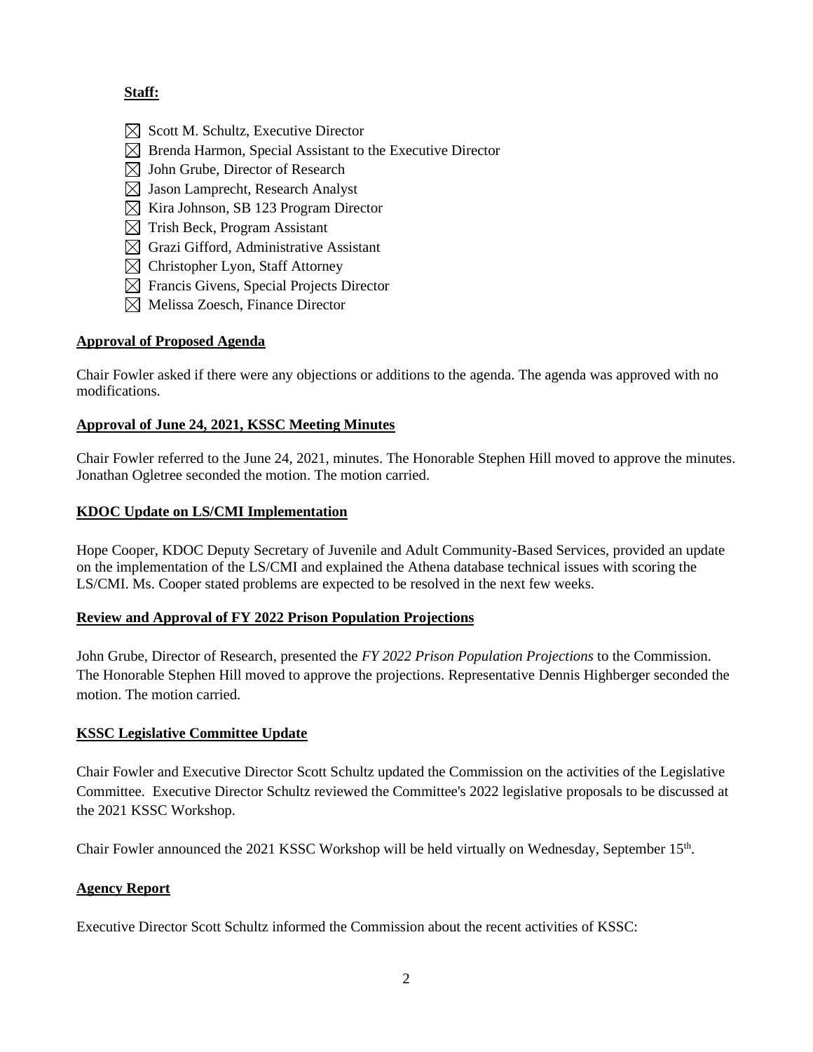**Staff:**

- ☒ Scott M. Schultz, Executive Director
- ☒ Brenda Harmon, Special Assistant to the Executive Director
- ☒ John Grube, Director of Research
- ☒ Jason Lamprecht, Research Analyst
- ☒ Kira Johnson, SB 123 Program Director
- ☒ Trish Beck, Program Assistant
- ☒ Grazi Gifford, Administrative Assistant
- ☒ Christopher Lyon, Staff Attorney
- ☒ Francis Givens, Special Projects Director
- ☒ Melissa Zoesch, Finance Director

**Approval of Proposed Agenda**

Chair Fowler asked if there were any objections or additions to the agenda. The agenda was approved with no modifications.

**Approval of June 24, 2021, KSSC Meeting Minutes**

Chair Fowler referred to the June 24, 2021, minutes. The Honorable Stephen Hill moved to approve the minutes. Jonathan Ogletree seconded the motion. The motion carried.

**KDOC Update on LS/CMI Implementation**

Hope Cooper, KDOC Deputy Secretary of Juvenile and Adult Community-Based Services, provided an update on the implementation of the LS/CMI and explained the Athena database technical issues with scoring the LS/CMI. Ms. Cooper stated problems are expected to be resolved in the next few weeks.

**Review and Approval of FY 2022 Prison Population Projections**

John Grube, Director of Research, presented the *FY 2022 Prison Population Projections* to the Commission. The Honorable Stephen Hill moved to approve the projections. Representative Dennis Highberger seconded the motion. The motion carried.

**KSSC Legislative Committee Update**

Chair Fowler and Executive Director Scott Schultz updated the Commission on the activities of the Legislative Committee. Executive Director Schultz reviewed the Committee's 2022 legislative proposals to be discussed at the 2021 KSSC Workshop.

Chair Fowler announced the 2021 KSSC Workshop will be held virtually on Wednesday, September 15th.

**Agency Report**

Executive Director Scott Schultz informed the Commission about the recent activities of KSSC: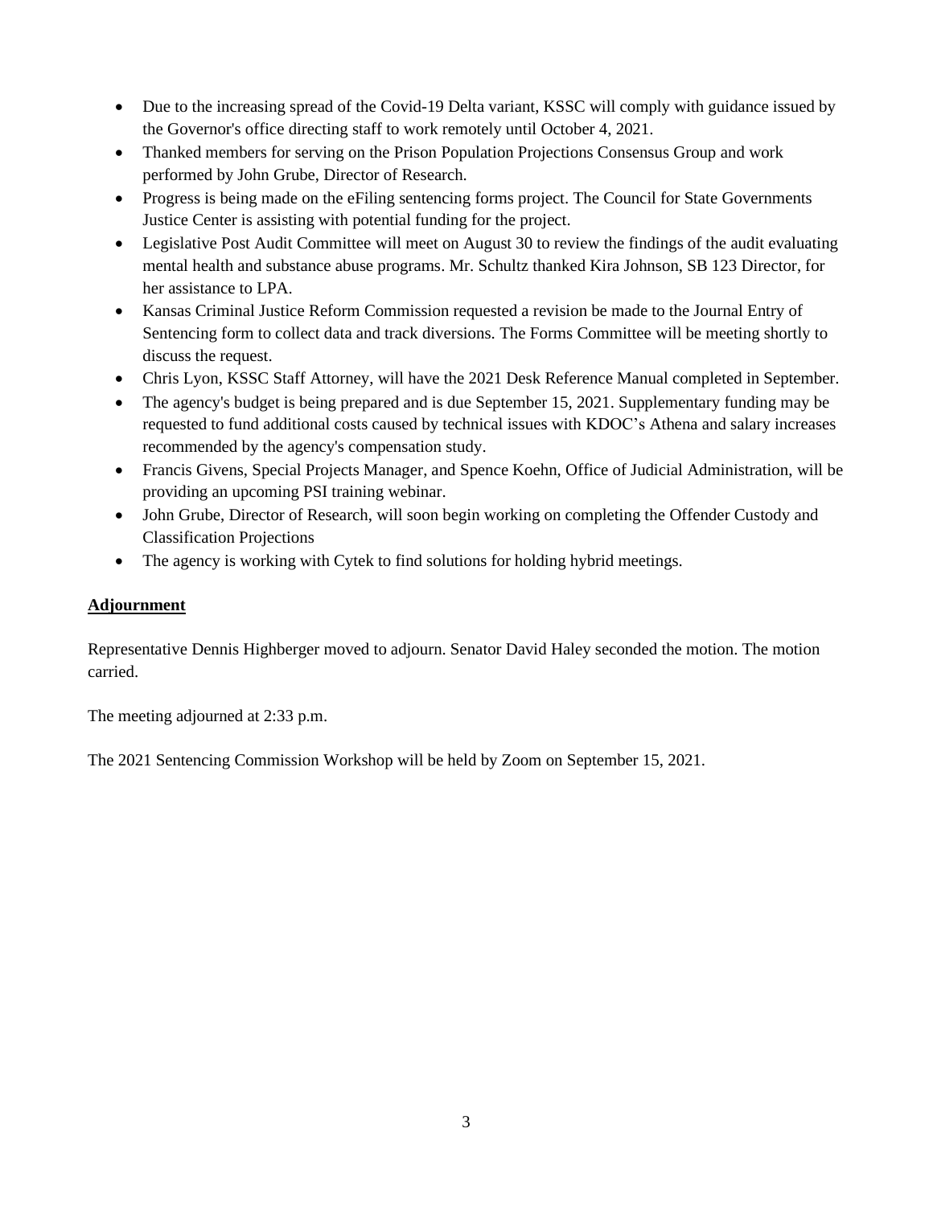- Due to the increasing spread of the Covid-19 Delta variant, KSSC will comply with guidance issued by the Governor's office directing staff to work remotely until October 4, 2021.
- Thanked members for serving on the Prison Population Projections Consensus Group and work performed by John Grube, Director of Research.
- Progress is being made on the eFiling sentencing forms project. The Council for State Governments Justice Center is assisting with potential funding for the project.
- Legislative Post Audit Committee will meet on August 30 to review the findings of the audit evaluating mental health and substance abuse programs. Mr. Schultz thanked Kira Johnson, SB 123 Director, for her assistance to LPA.
- Kansas Criminal Justice Reform Commission requested a revision be made to the Journal Entry of Sentencing form to collect data and track diversions. The Forms Committee will be meeting shortly to discuss the request.
- Chris Lyon, KSSC Staff Attorney, will have the 2021 Desk Reference Manual completed in September.
- The agency's budget is being prepared and is due September 15, 2021. Supplementary funding may be requested to fund additional costs caused by technical issues with KDOC's Athena and salary increases recommended by the agency's compensation study.
- Francis Givens, Special Projects Manager, and Spence Koehn, Office of Judicial Administration, will be providing an upcoming PSI training webinar.
- John Grube, Director of Research, will soon begin working on completing the Offender Custody and Classification Projections
- The agency is working with Cytek to find solutions for holding hybrid meetings.

**Adjournment**

Representative Dennis Highberger moved to adjourn. Senator David Haley seconded the motion. The motion carried.

The meeting adjourned at 2:33 p.m.

The 2021 Sentencing Commission Workshop will be held by Zoom on September 15, 2021.